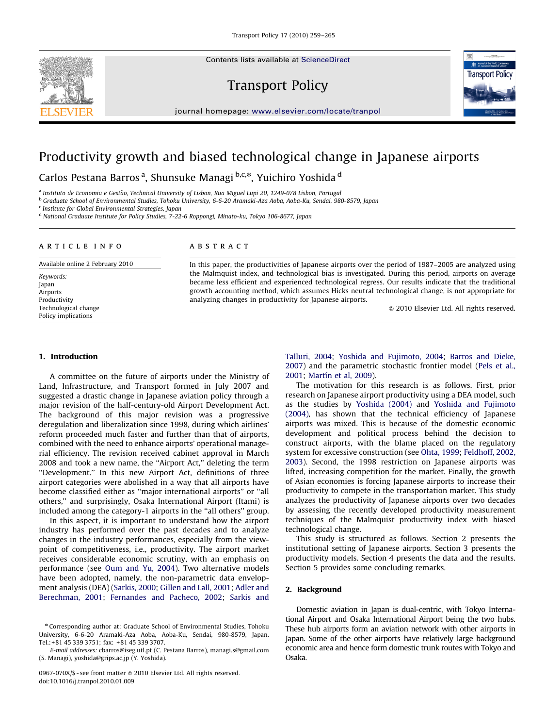# Productivity growth and biased technological change in Japanese airports

Carlos Pestana Barros [a], Shunsuke Managi [b,c,*], Yuichiro Yoshida [d]

[a] Instituto de Economia e Gestão, Technical University of Lisbon, Rua Miguel Lupi 20, 1249-078 Lisbon, Portugal
[b] Graduate School of Environmental Studies, Tohoku University, 6-6-20 Aramaki-Aza Aoba, Aoba-Ku, Sendai, 980-8579, Japan
[c] Institute for Global Environmental Strategies, Japan
[d] National Graduate Institute for Policy Studies, 7-22-6 Roppongi, Minato-ku, Tokyo 106-8677, Japan

## ARTICLE INFO

Available online 2 February 2010

*Keywords:*
Japan
Airports
Productivity
Technological change
Policy implications

## ABSTRACT

In this paper, the productivities of Japanese airports over the period of 1987–2005 are analyzed using the Malmquist index, and technological bias is investigated. During this period, airports on average became less efficient and experienced technological regress. Our results indicate that the traditional growth accounting method, which assumes Hicks neutral technological change, is not appropriate for analyzing changes in productivity for Japanese airports.

© 2010 Elsevier Ltd. All rights reserved.

## 1. Introduction

A committee on the future of airports under the Ministry of Land, Infrastructure, and Transport formed in July 2007 and suggested a drastic change in Japanese aviation policy through a major revision of the half-century-old Airport Development Act. The background of this major revision was a progressive deregulation and liberalization since 1998, during which airlines' reform proceeded much faster and further than that of airports, combined with the need to enhance airports' operational managerial efficiency. The revision received cabinet approval in March 2008 and took a new name, the "Airport Act," deleting the term "Development." In this new Airport Act, definitions of three airport categories were abolished in a way that all airports have become classified either as "major international airports" or "all others," and surprisingly, Osaka International Airport (Itami) is included among the category-1 airports in the "all others" group.

In this aspect, it is important to understand how the airport industry has performed over the past decades and to analyze changes in the industry performances, especially from the viewpoint of competitiveness, i.e., productivity. The airport market receives considerable economic scrutiny, with an emphasis on performance (see Oum and Yu, 2004). Two alternative models have been adopted, namely, the non-parametric data envelopment analysis (DEA) (Sarkis, 2000; Gillen and Lall, 2001; Adler and Berechman, 2001; Fernandes and Pacheco, 2002; Sarkis and Talluri, 2004; Yoshida and Fujimoto, 2004; Barros and Dieke, 2007) and the parametric stochastic frontier model (Pels et al., 2001; Martín et al, 2009).

The motivation for this research is as follows. First, prior research on Japanese airport productivity using a DEA model, such as the studies by Yoshida (2004) and Yoshida and Fujimoto (2004), has shown that the technical efficiency of Japanese airports was mixed. This is because of the domestic economic development and political process behind the decision to construct airports, with the blame placed on the regulatory system for excessive construction (see Ohta, 1999; Feldhoff, 2002, 2003). Second, the 1998 restriction on Japanese airports was lifted, increasing competition for the market. Finally, the growth of Asian economies is forcing Japanese airports to increase their productivity to compete in the transportation market. This study analyzes the productivity of Japanese airports over two decades by assessing the recently developed productivity measurement techniques of the Malmquist productivity index with biased technological change.

This study is structured as follows. Section 2 presents the institutional setting of Japanese airports. Section 3 presents the productivity models. Section 4 presents the data and the results. Section 5 provides some concluding remarks.

## 2. Background

Domestic aviation in Japan is dual-centric, with Tokyo International Airport and Osaka International Airport being the two hubs. These hub airports form an aviation network with other airports in Japan. Some of the other airports have relatively large background economic area and hence form domestic trunk routes with Tokyo and Osaka.

* Corresponding author at: Graduate School of Environmental Studies, Tohoku University, 6-6-20 Aramaki-Aza Aoba, Aoba-Ku, Sendai, 980-8579, Japan. Tel.: +81 45 339 3751; fax: +81 45 339 3707.

*E-mail addresses:* cbarros@iseg.utl.pt (C. Pestana Barros), managi.s@gmail.com (S. Managi), yoshida@grips.ac.jp (Y. Yoshida).

0967-070X/$ - see front matter © 2010 Elsevier Ltd. All rights reserved.
doi:10.1016/j.tranpol.2010.01.009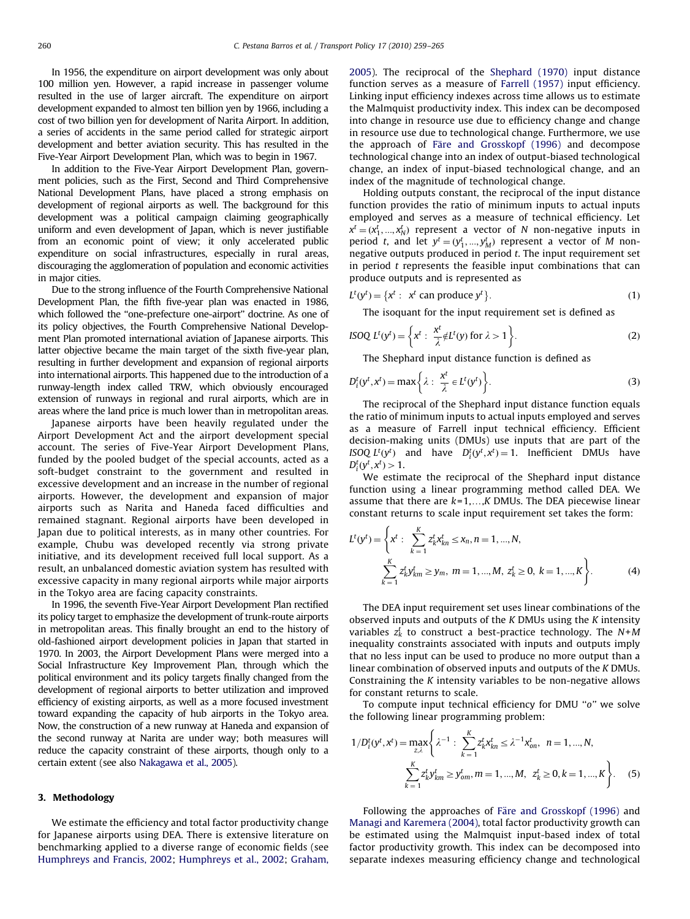In 1956, the expenditure on airport development was only about 100 million yen. However, a rapid increase in passenger volume resulted in the use of larger aircraft. The expenditure on airport development expanded to almost ten billion yen by 1966, including a cost of two billion yen for development of Narita Airport. In addition, a series of accidents in the same period called for strategic airport development and better aviation security. This has resulted in the Five-Year Airport Development Plan, which was to begin in 1967.

In addition to the Five-Year Airport Development Plan, government policies, such as the First, Second and Third Comprehensive National Development Plans, have placed a strong emphasis on development of regional airports as well. The background for this development was a political campaign claiming geographically uniform and even development of Japan, which is never justifiable from an economic point of view; it only accelerated public expenditure on social infrastructures, especially in rural areas, discouraging the agglomeration of population and economic activities in major cities.

Due to the strong influence of the Fourth Comprehensive National Development Plan, the fifth five-year plan was enacted in 1986, which followed the "one-prefecture one-airport" doctrine. As one of its policy objectives, the Fourth Comprehensive National Development Plan promoted international aviation of Japanese airports. This latter objective became the main target of the sixth five-year plan, resulting in further development and expansion of regional airports into international airports. This happened due to the introduction of a runway-length index called TRW, which obviously encouraged extension of runways in regional and rural airports, which are in areas where the land price is much lower than in metropolitan areas.

Japanese airports have been heavily regulated under the Airport Development Act and the airport development special account. The series of Five-Year Airport Development Plans, funded by the pooled budget of the special accounts, acted as a soft-budget constraint to the government and resulted in excessive development and an increase in the number of regional airports. However, the development and expansion of major airports such as Narita and Haneda faced difficulties and remained stagnant. Regional airports have been developed in Japan due to political interests, as in many other countries. For example, Chubu was developed recently via strong private initiative, and its development received full local support. As a result, an unbalanced domestic aviation system has resulted with excessive capacity in many regional airports while major airports in the Tokyo area are facing capacity constraints.

In 1996, the seventh Five-Year Airport Development Plan rectified its policy target to emphasize the development of trunk-route airports in metropolitan areas. This finally brought an end to the history of old-fashioned airport development policies in Japan that started in 1970. In 2003, the Airport Development Plans were merged into a Social Infrastructure Key Improvement Plan, through which the political environment and its policy targets finally changed from the development of regional airports to better utilization and improved efficiency of existing airports, as well as a more focused investment toward expanding the capacity of hub airports in the Tokyo area. Now, the construction of a new runway at Haneda and expansion of the second runway at Narita are under way; both measures will reduce the capacity constraint of these airports, though only to a certain extent (see also Nakagawa et al., 2005).

## 3. Methodology

We estimate the efficiency and total factor productivity change for Japanese airports using DEA. There is extensive literature on benchmarking applied to a diverse range of economic fields (see Humphreys and Francis, 2002; Humphreys et al., 2002; Graham, 2005). The reciprocal of the Shephard (1970) input distance function serves as a measure of Farrell (1957) input efficiency. Linking input efficiency indexes across time allows us to estimate the Malmquist productivity index. This index can be decomposed into change in resource use due to efficiency change and change in resource use due to technological change. Furthermore, we use the approach of Färe and Grosskopf (1996) and decompose technological change into an index of output-biased technological change, an index of input-biased technological change, and an index of the magnitude of technological change.

Holding outputs constant, the reciprocal of the input distance function provides the ratio of minimum inputs to actual inputs employed and serves as a measure of technical efficiency. Let $x^t=(x_1^t,\ldots,x_N^t)$ represent a vector of $N$ non-negative inputs in period $t$, and let $y^t=(y_1^t,\ldots,y_M^t)$ represent a vector of $M$ non-negative outputs produced in period $t$. The input requirement set in period $t$ represents the feasible input combinations that can produce outputs and is represented as

$$L^t(y^t)=\{x^t:\ x^t \text{ can produce } y^t\}. \tag{1}$$

The isoquant for the input requirement set is defined as

$$ISOQ\ L^t(y^t)=\left\{x^t:\ \frac{x^t}{\lambda}\notin L^t(y)\text{ for }\lambda>1\right\}. \tag{2}$$

The Shephard input distance function is defined as

$$D_i^t(y^t,x^t)=\max\left\{\lambda:\ \frac{x^t}{\lambda}\in L^t(y^t)\right\}. \tag{3}$$

The reciprocal of the Shephard input distance function equals the ratio of minimum inputs to actual inputs employed and serves as a measure of Farrell input technical efficiency. Efficient decision-making units (DMUs) use inputs that are part of the $ISOQ\ L^t(y^t)$ and have $D_i^t(y^t,x^t)=1$. Inefficient DMUs have $D_i^t(y^t,x^t)>1$.

We estimate the reciprocal of the Shephard input distance function using a linear programming method called DEA. We assume that there are $k=1,\ldots,K$ DMUs. The DEA piecewise linear constant returns to scale input requirement set takes the form:

$$L^t(y^t)=\left\{x^t:\ \sum_{k=1}^{K}z_k^t x_{kn}^t\le x_n, n=1,\ldots,N,\ \sum_{k=1}^{K}z_k^t y_{km}^t\ge y_m,\ m=1,\ldots,M,\ z_k^t\ge 0,\ k=1,\ldots,K\right\}. \tag{4}$$

The DEA input requirement set uses linear combinations of the observed inputs and outputs of the $K$ DMUs using the $K$ intensity variables $z_k^t$ to construct a best-practice technology. The $N+M$ inequality constraints associated with inputs and outputs imply that no less input can be used to produce no more output than a linear combination of observed inputs and outputs of the $K$ DMUs. Constraining the $K$ intensity variables to be non-negative allows for constant returns to scale.

To compute input technical efficiency for DMU "o" we solve the following linear programming problem:

$$1/D_i^t(y^t,x^t)=\max_{z,\lambda}\left\{\lambda^{-1}:\ \sum_{k=1}^{K}z_k^t x_{kn}^t\le\lambda^{-1}x_{on}^t,\ n=1,\ldots,N,\ \sum_{k=1}^{K}z_k^t y_{km}^t\ge y_{om}^t, m=1,\ldots,M,\ z_k^t\ge 0, k=1,\ldots,K\right\}. \tag{5}$$

Following the approaches of Färe and Grosskopf (1996) and Managi and Karemera (2004), total factor productivity growth can be estimated using the Malmquist input-based index of total factor productivity growth. This index can be decomposed into separate indexes measuring efficiency change and technological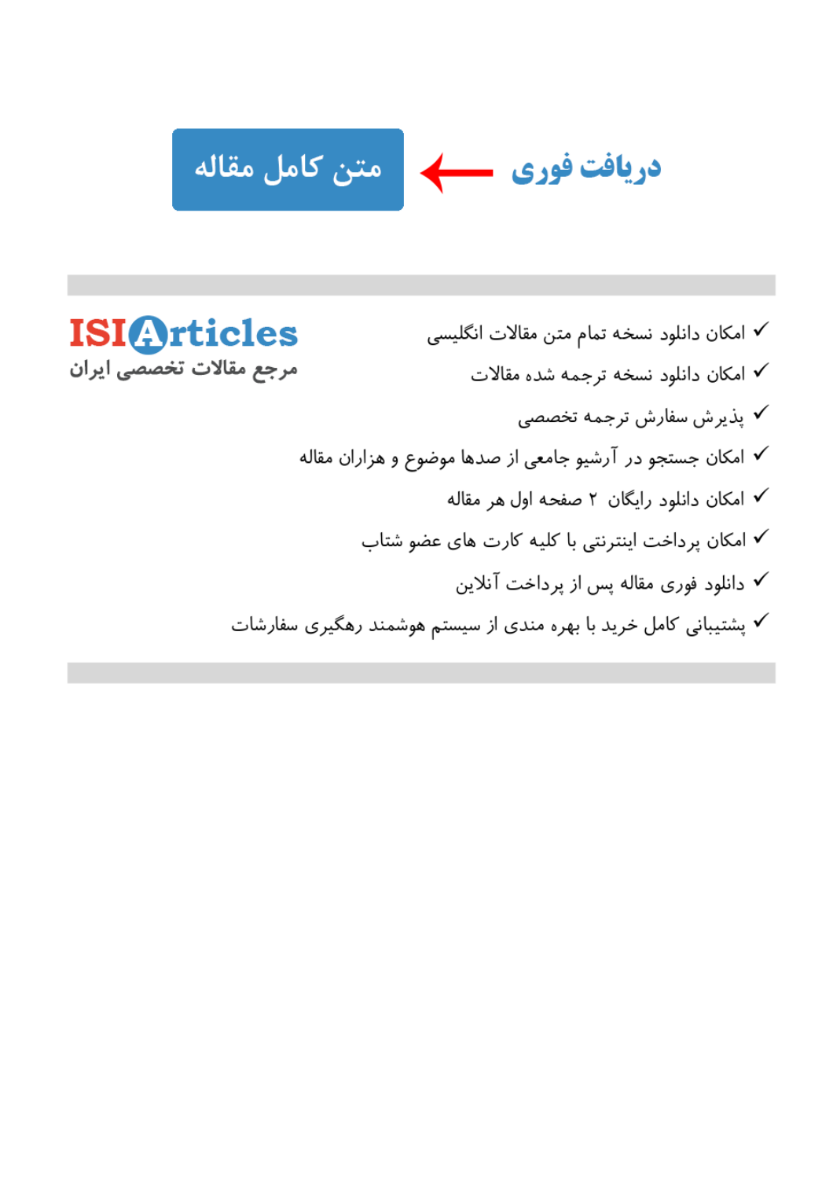دریافت فوری ← **متن کامل مقاله**

**ISIArticles**
مرجع مقالات تخصصی ایران

- ✓ امکان دانلود نسخه تمام متن مقالات انگلیسی
- ✓ امکان دانلود نسخه ترجمه شده مقالات
- ✓ پذیرش سفارش ترجمه تخصصی
- ✓ امکان جستجو در آرشیو جامعی از صدها موضوع و هزاران مقاله
- ✓ امکان دانلود رایگان ۲ صفحه اول هر مقاله
- ✓ امکان پرداخت اینترنتی با کلیه کارت های عضو شتاب
- ✓ دانلود فوری مقاله پس از پرداخت آنلاین
- ✓ پشتیبانی کامل خرید با بهره مندی از سیستم هوشمند رهگیری سفارشات